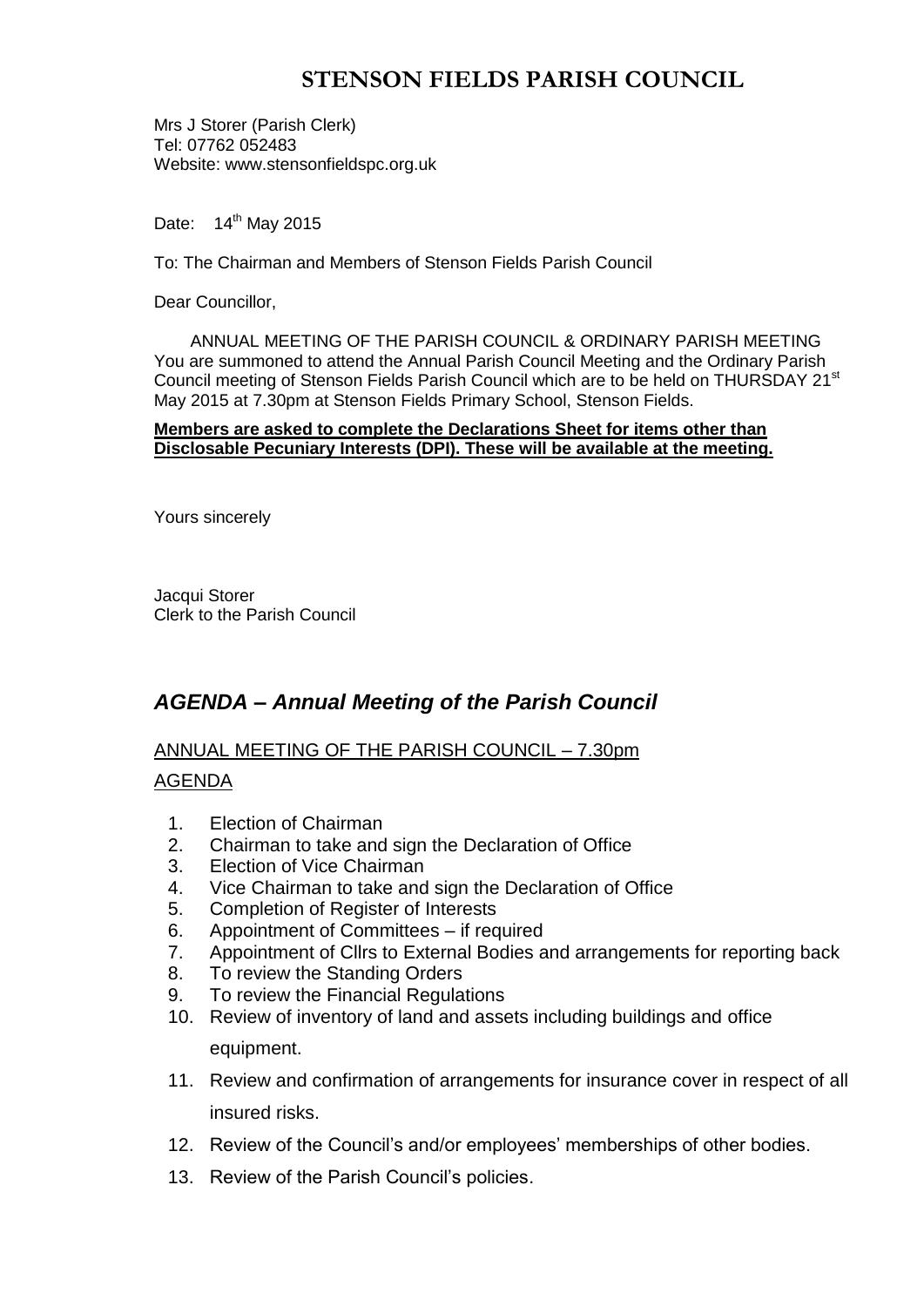# STENSON FIELDS PARISH COUNCIL

Mrs J Storer (Parish Clerk)
Tel: 07762 052483
Website: www.stensonfieldspc.org.uk

Date: 14th May 2015

To: The Chairman and Members of Stenson Fields Parish Council

Dear Councillor,

ANNUAL MEETING OF THE PARISH COUNCIL & ORDINARY PARISH MEETING
You are summoned to attend the Annual Parish Council Meeting and the Ordinary Parish Council meeting of Stenson Fields Parish Council which are to be held on THURSDAY 21st May 2015 at 7.30pm at Stenson Fields Primary School, Stenson Fields.

**Members are asked to complete the Declarations Sheet for items other than Disclosable Pecuniary Interests (DPI). These will be available at the meeting.**

Yours sincerely

Jacqui Storer
Clerk to the Parish Council

## *AGENDA – Annual Meeting of the Parish Council*

ANNUAL MEETING OF THE PARISH COUNCIL – 7.30pm

AGENDA

1. Election of Chairman
2. Chairman to take and sign the Declaration of Office
3. Election of Vice Chairman
4. Vice Chairman to take and sign the Declaration of Office
5. Completion of Register of Interests
6. Appointment of Committees – if required
7. Appointment of Cllrs to External Bodies and arrangements for reporting back
8. To review the Standing Orders
9. To review the Financial Regulations
10. Review of inventory of land and assets including buildings and office equipment.
11. Review and confirmation of arrangements for insurance cover in respect of all insured risks.
12. Review of the Council's and/or employees' memberships of other bodies.
13. Review of the Parish Council's policies.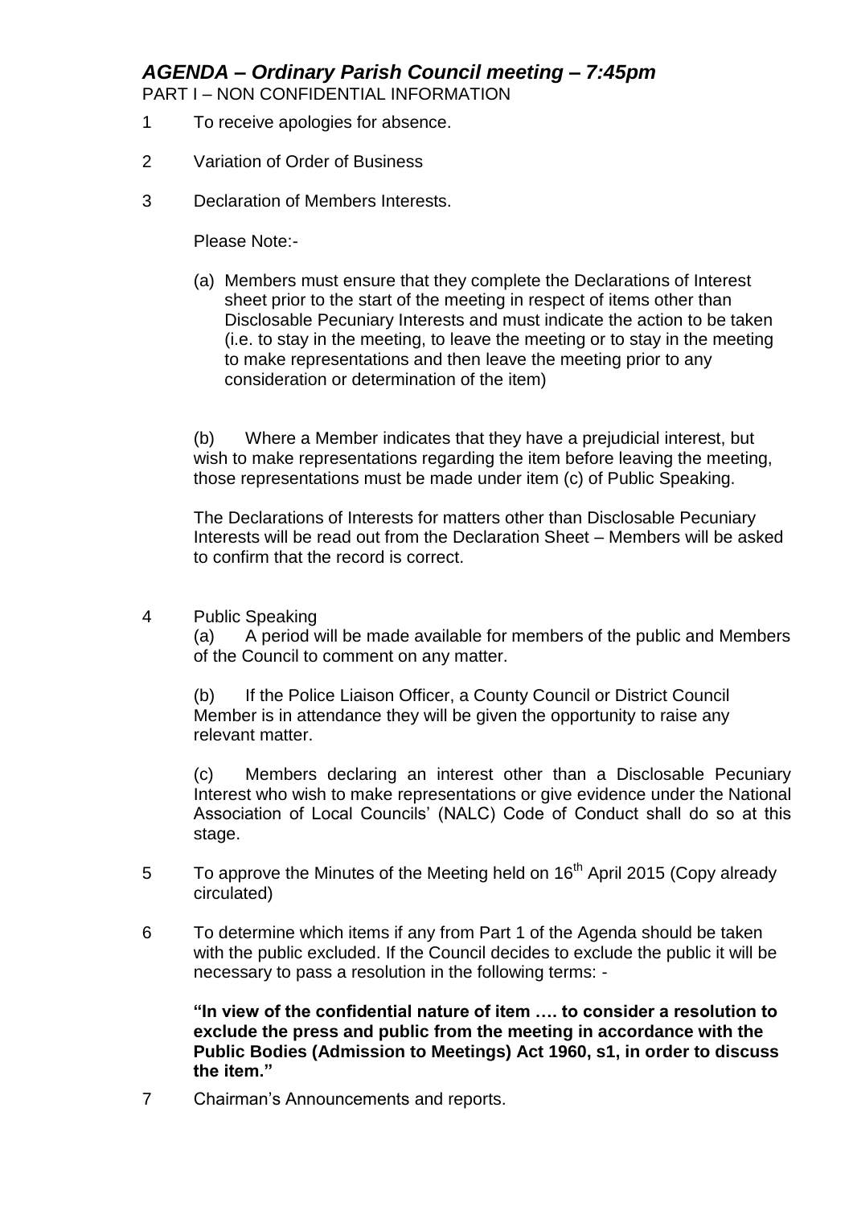# *AGENDA – Ordinary Parish Council meeting – 7:45pm*

PART I – NON CONFIDENTIAL INFORMATION

1. To receive apologies for absence.

2. Variation of Order of Business

3. Declaration of Members Interests.

   Please Note:-

   (a) Members must ensure that they complete the Declarations of Interest sheet prior to the start of the meeting in respect of items other than Disclosable Pecuniary Interests and must indicate the action to be taken (i.e. to stay in the meeting, to leave the meeting or to stay in the meeting to make representations and then leave the meeting prior to any consideration or determination of the item)

   (b) Where a Member indicates that they have a prejudicial interest, but wish to make representations regarding the item before leaving the meeting, those representations must be made under item (c) of Public Speaking.

   The Declarations of Interests for matters other than Disclosable Pecuniary Interests will be read out from the Declaration Sheet – Members will be asked to confirm that the record is correct.

4. Public Speaking

   (a) A period will be made available for members of the public and Members of the Council to comment on any matter.

   (b) If the Police Liaison Officer, a County Council or District Council Member is in attendance they will be given the opportunity to raise any relevant matter.

   (c) Members declaring an interest other than a Disclosable Pecuniary Interest who wish to make representations or give evidence under the National Association of Local Councils' (NALC) Code of Conduct shall do so at this stage.

5. To approve the Minutes of the Meeting held on 16th April 2015 (Copy already circulated)

6. To determine which items if any from Part 1 of the Agenda should be taken with the public excluded. If the Council decides to exclude the public it will be necessary to pass a resolution in the following terms: -

   **"In view of the confidential nature of item …. to consider a resolution to exclude the press and public from the meeting in accordance with the Public Bodies (Admission to Meetings) Act 1960, s1, in order to discuss the item."**

7. Chairman's Announcements and reports.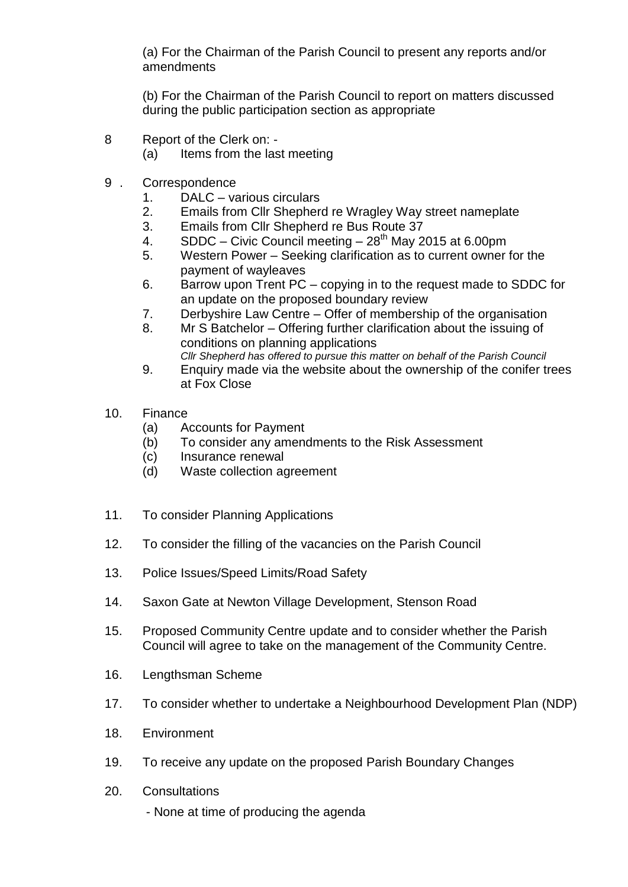(a) For the Chairman of the Parish Council to present any reports and/or amendments

(b) For the Chairman of the Parish Council to report on matters discussed during the public participation section as appropriate

8. Report of the Clerk on: -
   (a) Items from the last meeting

9. Correspondence
   1. DALC – various circulars
   2. Emails from Cllr Shepherd re Wragley Way street nameplate
   3. Emails from Cllr Shepherd re Bus Route 37
   4. SDDC – Civic Council meeting – 28th May 2015 at 6.00pm
   5. Western Power – Seeking clarification as to current owner for the payment of wayleaves
   6. Barrow upon Trent PC – copying in to the request made to SDDC for an update on the proposed boundary review
   7. Derbyshire Law Centre – Offer of membership of the organisation
   8. Mr S Batchelor – Offering further clarification about the issuing of conditions on planning applications
      *Cllr Shepherd has offered to pursue this matter on behalf of the Parish Council*
   9. Enquiry made via the website about the ownership of the conifer trees at Fox Close

10. Finance
    (a) Accounts for Payment
    (b) To consider any amendments to the Risk Assessment
    (c) Insurance renewal
    (d) Waste collection agreement

11. To consider Planning Applications

12. To consider the filling of the vacancies on the Parish Council

13. Police Issues/Speed Limits/Road Safety

14. Saxon Gate at Newton Village Development, Stenson Road

15. Proposed Community Centre update and to consider whether the Parish Council will agree to take on the management of the Community Centre.

16. Lengthsman Scheme

17. To consider whether to undertake a Neighbourhood Development Plan (NDP)

18. Environment

19. To receive any update on the proposed Parish Boundary Changes

20. Consultations
    - None at time of producing the agenda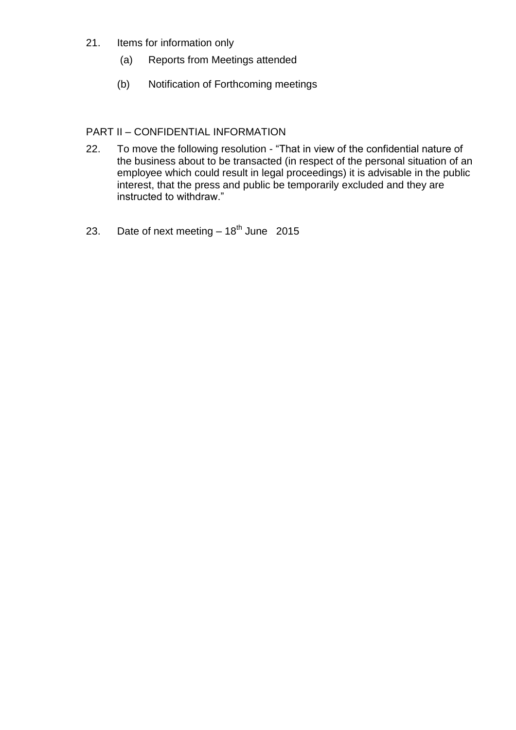21. Items for information only

    (a) Reports from Meetings attended

    (b) Notification of Forthcoming meetings

PART II – CONFIDENTIAL INFORMATION

22. To move the following resolution - "That in view of the confidential nature of the business about to be transacted (in respect of the personal situation of an employee which could result in legal proceedings) it is advisable in the public interest, that the press and public be temporarily excluded and they are instructed to withdraw."

23. Date of next meeting – 18th June 2015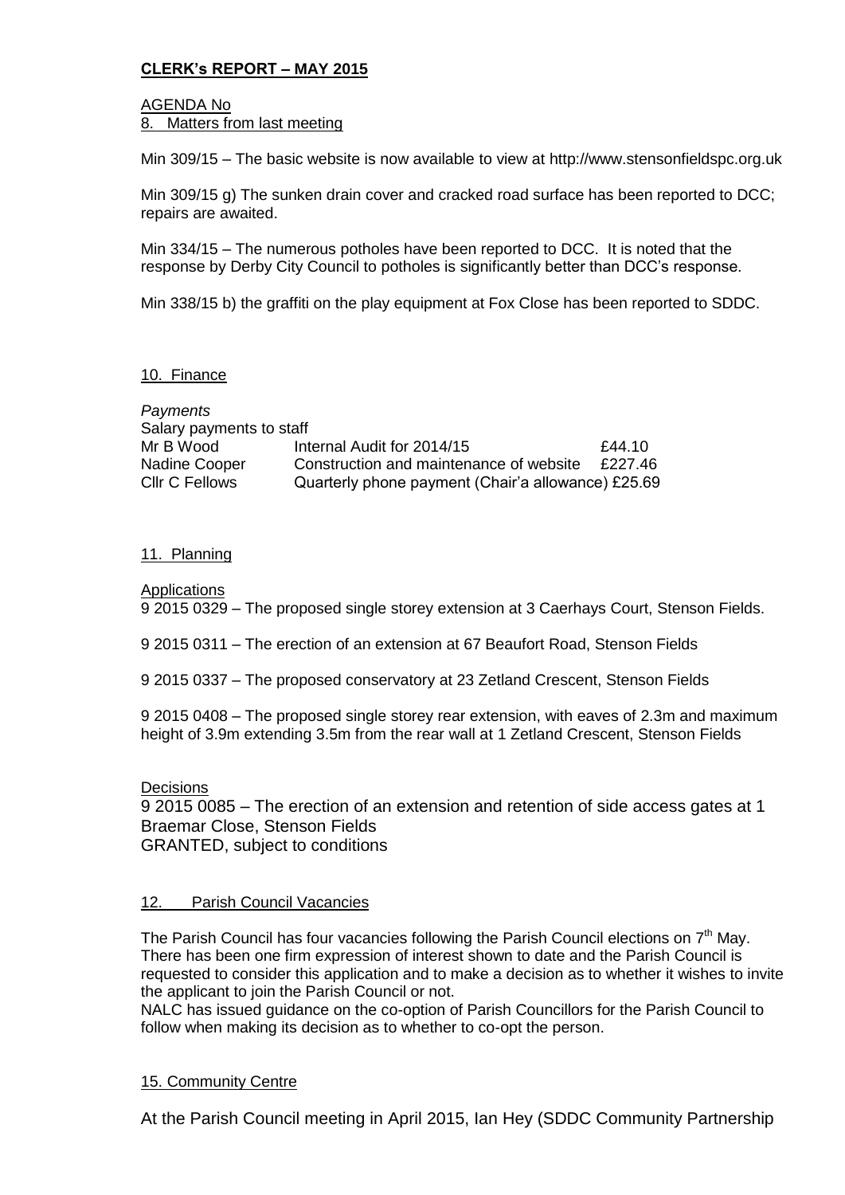# **CLERK's REPORT – MAY 2015**

AGENDA No

8. Matters from last meeting

Min 309/15 – The basic website is now available to view at http://www.stensonfieldspc.org.uk

Min 309/15 g) The sunken drain cover and cracked road surface has been reported to DCC; repairs are awaited.

Min 334/15 – The numerous potholes have been reported to DCC. It is noted that the response by Derby City Council to potholes is significantly better than DCC's response.

Min 338/15 b) the graffiti on the play equipment at Fox Close has been reported to SDDC.

10. Finance

*Payments*

Salary payments to staff

| | | |
|---|---|---|
| Mr B Wood | Internal Audit for 2014/15 | £44.10 |
| Nadine Cooper | Construction and maintenance of website | £227.46 |
| Cllr C Fellows | Quarterly phone payment (Chair'a allowance) | £25.69 |

11. Planning

Applications

9 2015 0329 – The proposed single storey extension at 3 Caerhays Court, Stenson Fields.

9 2015 0311 – The erection of an extension at 67 Beaufort Road, Stenson Fields

9 2015 0337 – The proposed conservatory at 23 Zetland Crescent, Stenson Fields

9 2015 0408 – The proposed single storey rear extension, with eaves of 2.3m and maximum height of 3.9m extending 3.5m from the rear wall at 1 Zetland Crescent, Stenson Fields

Decisions

9 2015 0085 – The erection of an extension and retention of side access gates at 1 Braemar Close, Stenson Fields
GRANTED, subject to conditions

12. Parish Council Vacancies

The Parish Council has four vacancies following the Parish Council elections on 7th May. There has been one firm expression of interest shown to date and the Parish Council is requested to consider this application and to make a decision as to whether it wishes to invite the applicant to join the Parish Council or not.
NALC has issued guidance on the co-option of Parish Councillors for the Parish Council to follow when making its decision as to whether to co-opt the person.

15. Community Centre

At the Parish Council meeting in April 2015, Ian Hey (SDDC Community Partnership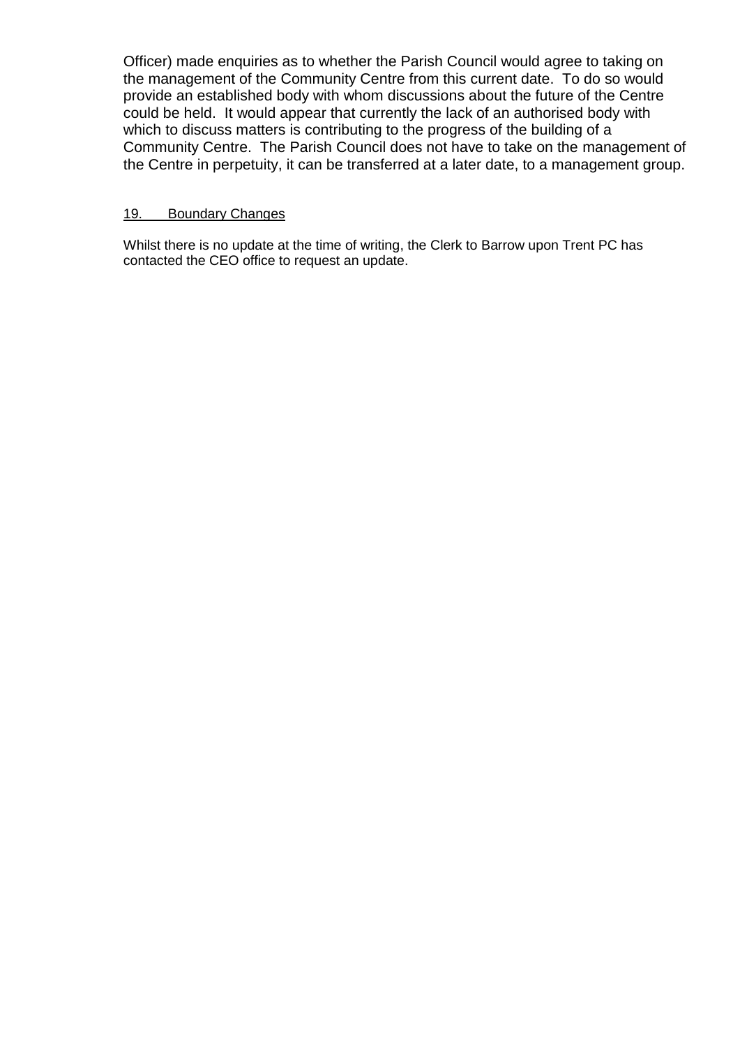Officer) made enquiries as to whether the Parish Council would agree to taking on the management of the Community Centre from this current date. To do so would provide an established body with whom discussions about the future of the Centre could be held. It would appear that currently the lack of an authorised body with which to discuss matters is contributing to the progress of the building of a Community Centre. The Parish Council does not have to take on the management of the Centre in perpetuity, it can be transferred at a later date, to a management group.

## 19. Boundary Changes

Whilst there is no update at the time of writing, the Clerk to Barrow upon Trent PC has contacted the CEO office to request an update.